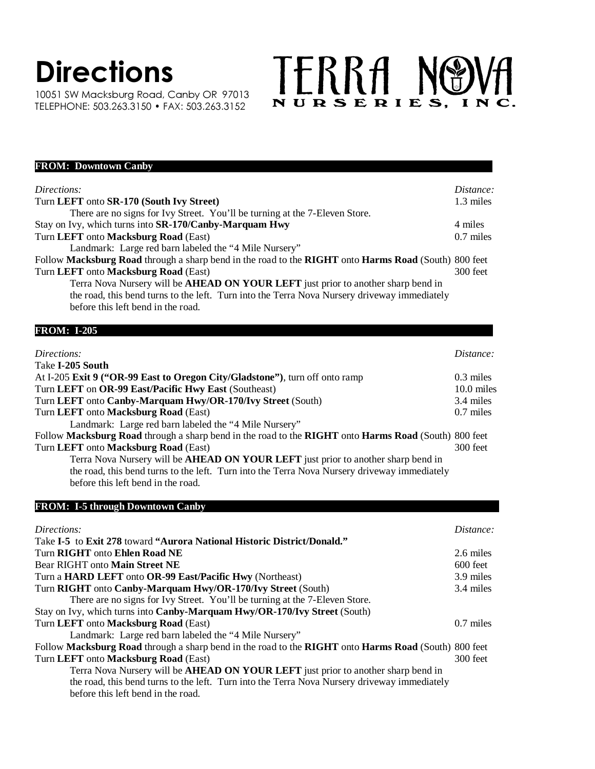# Directions

10051 SW Macksburg Road, Canby OR 97013
TELEPHONE: 503.263.3150 • FAX: 503.263.3152

TERRA NOVA NURSERIES, INC.

## FROM: Downtown Canby

| *Directions:* | *Distance:* |
|---|---|
| Turn **LEFT** onto **SR-170 (South Ivy Street)** | 1.3 miles |
| There are no signs for Ivy Street. You'll be turning at the 7-Eleven Store. | |
| Stay on Ivy, which turns into **SR-170/Canby-Marquam Hwy** | 4 miles |
| Turn **LEFT** onto **Macksburg Road** (East) | 0.7 miles |
| Landmark: Large red barn labeled the "4 Mile Nursery" | |
| Follow **Macksburg Road** through a sharp bend in the road to the **RIGHT** onto **Harms Road** (South) | 800 feet |
| Turn **LEFT** onto **Macksburg Road** (East) | 300 feet |
| Terra Nova Nursery will be **AHEAD ON YOUR LEFT** just prior to another sharp bend in the road, this bend turns to the left. Turn into the Terra Nova Nursery driveway immediately before this left bend in the road. | |

## FROM: I-205

| *Directions:* | *Distance:* |
|---|---|
| Take **I-205 South** | |
| At I-205 **Exit 9 ("OR-99 East to Oregon City/Gladstone")**, turn off onto ramp | 0.3 miles |
| Turn **LEFT** on **OR-99 East/Pacific Hwy East** (Southeast) | 10.0 miles |
| Turn **LEFT** onto **Canby-Marquam Hwy/OR-170/Ivy Street** (South) | 3.4 miles |
| Turn **LEFT** onto **Macksburg Road** (East) | 0.7 miles |
| Landmark: Large red barn labeled the "4 Mile Nursery" | |
| Follow **Macksburg Road** through a sharp bend in the road to the **RIGHT** onto **Harms Road** (South) | 800 feet |
| Turn **LEFT** onto **Macksburg Road** (East) | 300 feet |
| Terra Nova Nursery will be **AHEAD ON YOUR LEFT** just prior to another sharp bend in the road, this bend turns to the left. Turn into the Terra Nova Nursery driveway immediately before this left bend in the road. | |

## FROM: I-5 through Downtown Canby

| *Directions:* | *Distance:* |
|---|---|
| Take **I-5** to **Exit 278** toward **"Aurora National Historic District/Donald."** | |
| Turn **RIGHT** onto **Ehlen Road NE** | 2.6 miles |
| Bear RIGHT onto **Main Street NE** | 600 feet |
| Turn a **HARD LEFT** onto **OR-99 East/Pacific Hwy** (Northeast) | 3.9 miles |
| Turn **RIGHT** onto **Canby-Marquam Hwy/OR-170/Ivy Street** (South) | 3.4 miles |
| There are no signs for Ivy Street. You'll be turning at the 7-Eleven Store. | |
| Stay on Ivy, which turns into **Canby-Marquam Hwy/OR-170/Ivy Street** (South) | |
| Turn **LEFT** onto **Macksburg Road** (East) | 0.7 miles |
| Landmark: Large red barn labeled the "4 Mile Nursery" | |
| Follow **Macksburg Road** through a sharp bend in the road to the **RIGHT** onto **Harms Road** (South) | 800 feet |
| Turn **LEFT** onto **Macksburg Road** (East) | 300 feet |
| Terra Nova Nursery will be **AHEAD ON YOUR LEFT** just prior to another sharp bend in the road, this bend turns to the left. Turn into the Terra Nova Nursery driveway immediately before this left bend in the road. | |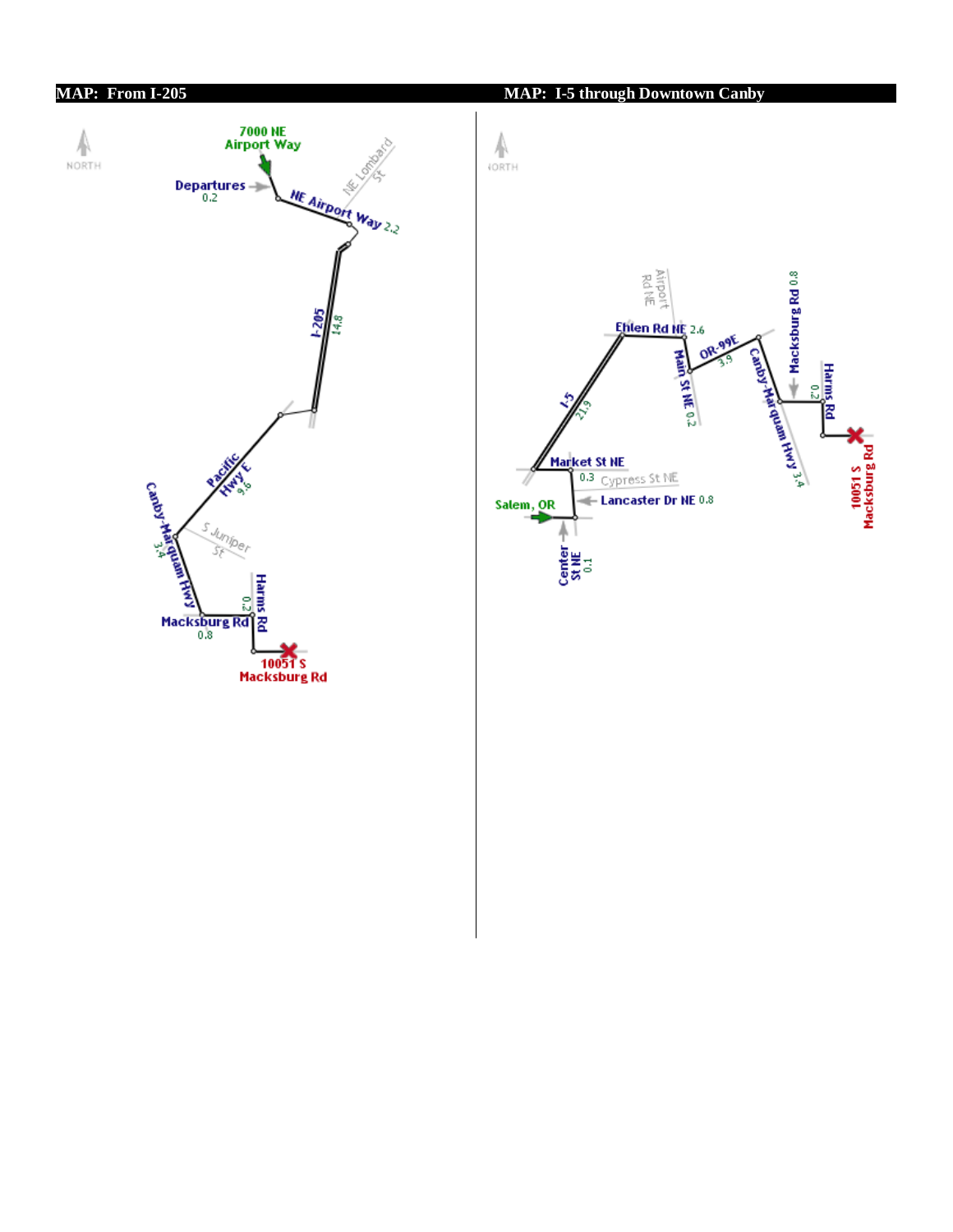**MAP: From I-205**

NORTH

7000 NE Airport Way

Departures 0.2

NE Airport Way 2.2

NE Lombard St

I-205 14.8

Pacific Hwy E 9.6

Canby-Marquam Hwy 3.4

S Juniper St

Macksburg Rd 0.8

Harms Rd 0.2

10051 S Macksburg Rd

**MAP: I-5 through Downtown Canby**

NORTH

Airport Rd NE

Ehlen Rd NE 2.6

Main St NE 0.2

OR-99E 3.9

Macksburg Rd 0.8

Canby-Marquam Hwy 3.4

Harms Rd 0.2

10051 S Macksburg Rd

I-5 21.9

Market St NE 0.3

Cypress St NE

Lancaster Dr NE 0.8

Salem, OR

Center St NE 0.1